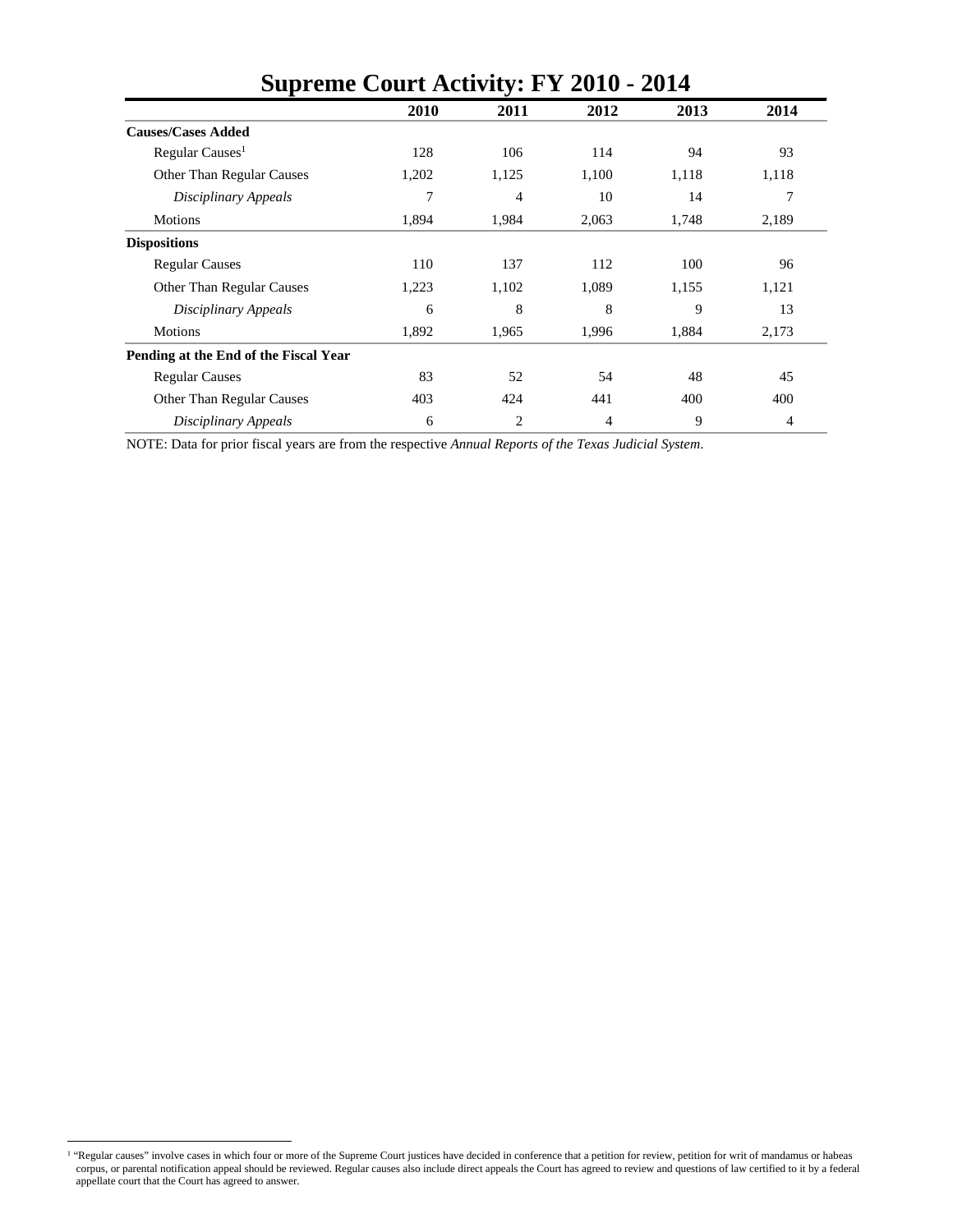# Supreme Court Activity: FY 2010 - 2014

| | 2010 | 2011 | 2012 | 2013 | 2014 |
|---|---|---|---|---|---|
| **Causes/Cases Added** | | | | | |
| Regular Causes[1] | 128 | 106 | 114 | 94 | 93 |
| Other Than Regular Causes | 1,202 | 1,125 | 1,100 | 1,118 | 1,118 |
| *Disciplinary Appeals* | 7 | 4 | 10 | 14 | 7 |
| Motions | 1,894 | 1,984 | 2,063 | 1,748 | 2,189 |
| **Dispositions** | | | | | |
| Regular Causes | 110 | 137 | 112 | 100 | 96 |
| Other Than Regular Causes | 1,223 | 1,102 | 1,089 | 1,155 | 1,121 |
| *Disciplinary Appeals* | 6 | 8 | 8 | 9 | 13 |
| Motions | 1,892 | 1,965 | 1,996 | 1,884 | 2,173 |
| **Pending at the End of the Fiscal Year** | | | | | |
| Regular Causes | 83 | 52 | 54 | 48 | 45 |
| Other Than Regular Causes | 403 | 424 | 441 | 400 | 400 |
| *Disciplinary Appeals* | 6 | 2 | 4 | 9 | 4 |

NOTE: Data for prior fiscal years are from the respective *Annual Reports of the Texas Judicial System*.

[1] "Regular causes" involve cases in which four or more of the Supreme Court justices have decided in conference that a petition for review, petition for writ of mandamus or habeas corpus, or parental notification appeal should be reviewed. Regular causes also include direct appeals the Court has agreed to review and questions of law certified to it by a federal appellate court that the Court has agreed to answer.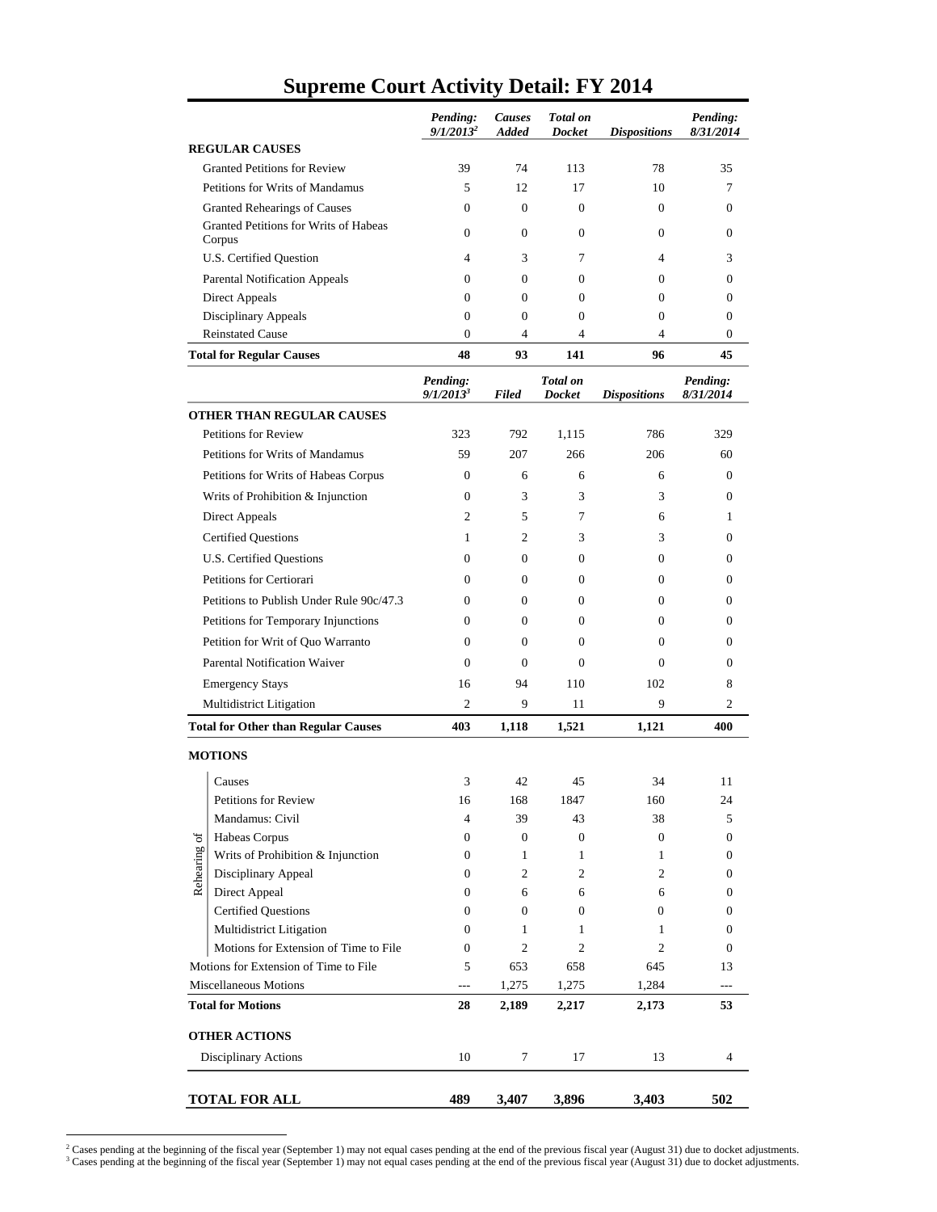# Supreme Court Activity Detail: FY 2014

| | Pending: 9/1/2013[2] | Causes Added | Total on Docket | Dispositions | Pending: 8/31/2014 |
|---|---|---|---|---|---|
| **REGULAR CAUSES** | | | | | |
| Granted Petitions for Review | 39 | 74 | 113 | 78 | 35 |
| Petitions for Writs of Mandamus | 5 | 12 | 17 | 10 | 7 |
| Granted Rehearings of Causes | 0 | 0 | 0 | 0 | 0 |
| Granted Petitions for Writs of Habeas Corpus | 0 | 0 | 0 | 0 | 0 |
| U.S. Certified Question | 4 | 3 | 7 | 4 | 3 |
| Parental Notification Appeals | 0 | 0 | 0 | 0 | 0 |
| Direct Appeals | 0 | 0 | 0 | 0 | 0 |
| Disciplinary Appeals | 0 | 0 | 0 | 0 | 0 |
| Reinstated Cause | 0 | 4 | 4 | 4 | 0 |
| **Total for Regular Causes** | **48** | **93** | **141** | **96** | **45** |

| | Pending: 9/1/2013[3] | Filed | Total on Docket | Dispositions | Pending: 8/31/2014 |
|---|---|---|---|---|---|
| **OTHER THAN REGULAR CAUSES** | | | | | |
| Petitions for Review | 323 | 792 | 1,115 | 786 | 329 |
| Petitions for Writs of Mandamus | 59 | 207 | 266 | 206 | 60 |
| Petitions for Writs of Habeas Corpus | 0 | 6 | 6 | 6 | 0 |
| Writs of Prohibition & Injunction | 0 | 3 | 3 | 3 | 0 |
| Direct Appeals | 2 | 5 | 7 | 6 | 1 |
| Certified Questions | 1 | 2 | 3 | 3 | 0 |
| U.S. Certified Questions | 0 | 0 | 0 | 0 | 0 |
| Petitions for Certiorari | 0 | 0 | 0 | 0 | 0 |
| Petitions to Publish Under Rule 90c/47.3 | 0 | 0 | 0 | 0 | 0 |
| Petitions for Temporary Injunctions | 0 | 0 | 0 | 0 | 0 |
| Petition for Writ of Quo Warranto | 0 | 0 | 0 | 0 | 0 |
| Parental Notification Waiver | 0 | 0 | 0 | 0 | 0 |
| Emergency Stays | 16 | 94 | 110 | 102 | 8 |
| Multidistrict Litigation | 2 | 9 | 11 | 9 | 2 |
| **Total for Other than Regular Causes** | **403** | **1,118** | **1,521** | **1,121** | **400** |
| **MOTIONS** | | | | | |
| Rehearing of: Causes | 3 | 42 | 45 | 34 | 11 |
| Rehearing of: Petitions for Review | 16 | 168 | 1847 | 160 | 24 |
| Rehearing of: Mandamus: Civil | 4 | 39 | 43 | 38 | 5 |
| Rehearing of: Habeas Corpus | 0 | 0 | 0 | 0 | 0 |
| Rehearing of: Writs of Prohibition & Injunction | 0 | 1 | 1 | 1 | 0 |
| Rehearing of: Disciplinary Appeal | 0 | 2 | 2 | 2 | 0 |
| Rehearing of: Direct Appeal | 0 | 6 | 6 | 6 | 0 |
| Rehearing of: Certified Questions | 0 | 0 | 0 | 0 | 0 |
| Rehearing of: Multidistrict Litigation | 0 | 1 | 1 | 1 | 0 |
| Rehearing of: Motions for Extension of Time to File | 0 | 2 | 2 | 2 | 0 |
| Motions for Extension of Time to File | 5 | 653 | 658 | 645 | 13 |
| Miscellaneous Motions | --- | 1,275 | 1,275 | 1,284 | --- |
| **Total for Motions** | **28** | **2,189** | **2,217** | **2,173** | **53** |
| **OTHER ACTIONS** | | | | | |
| Disciplinary Actions | 10 | 7 | 17 | 13 | 4 |
| **TOTAL FOR ALL** | **489** | **3,407** | **3,896** | **3,403** | **502** |

[2] Cases pending at the beginning of the fiscal year (September 1) may not equal cases pending at the end of the previous fiscal year (August 31) due to docket adjustments.
[3] Cases pending at the beginning of the fiscal year (September 1) may not equal cases pending at the end of the previous fiscal year (August 31) due to docket adjustments.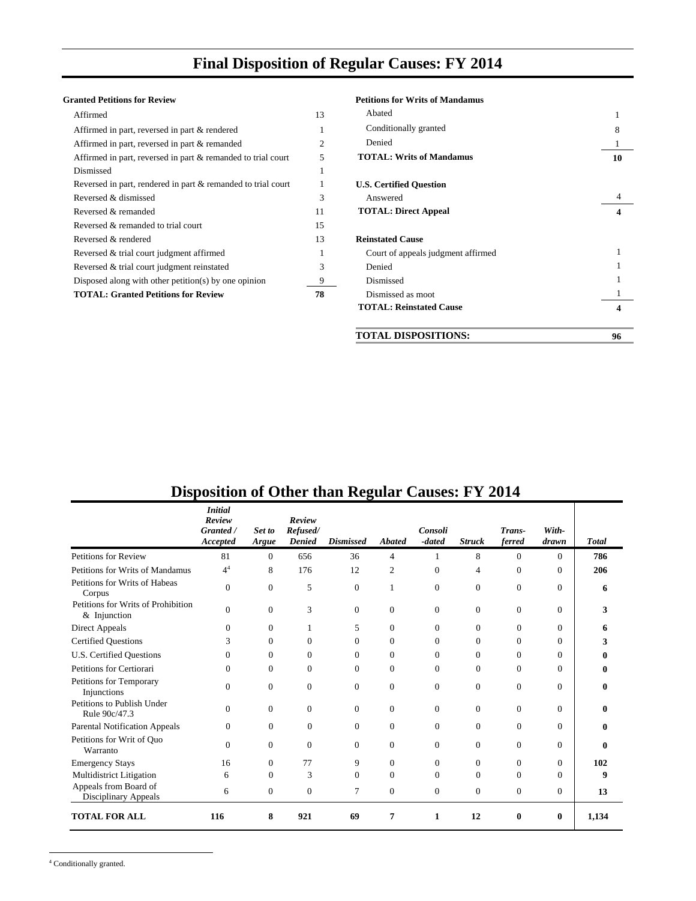# Final Disposition of Regular Causes: FY 2014

**Granted Petitions for Review**

| | |
|---|---|
| Affirmed | 13 |
| Affirmed in part, reversed in part & rendered | 1 |
| Affirmed in part, reversed in part & remanded | 2 |
| Affirmed in part, reversed in part & remanded to trial court | 5 |
| Dismissed | 1 |
| Reversed in part, rendered in part & remanded to trial court | 1 |
| Reversed & dismissed | 3 |
| Reversed & remanded | 11 |
| Reversed & remanded to trial court | 15 |
| Reversed & rendered | 13 |
| Reversed & trial court judgment affirmed | 1 |
| Reversed & trial court judgment reinstated | 3 |
| Disposed along with other petition(s) by one opinion | 9 |
| **TOTAL: Granted Petitions for Review** | **78** |

**Petitions for Writs of Mandamus**

| | |
|---|---|
| Abated | 1 |
| Conditionally granted | 8 |
| Denied | 1 |
| **TOTAL: Writs of Mandamus** | **10** |

**U.S. Certified Question**

| | |
|---|---|
| Answered | 4 |
| **TOTAL: Direct Appeal** | **4** |

**Reinstated Cause**

| | |
|---|---|
| Court of appeals judgment affirmed | 1 |
| Denied | 1 |
| Dismissed | 1 |
| Dismissed as moot | 1 |
| **TOTAL: Reinstated Cause** | **4** |

| | |
|---|---|
| **TOTAL DISPOSITIONS:** | **96** |

# Disposition of Other than Regular Causes: FY 2014

| | *Initial Review Granted / Accepted* | *Set to Argue* | *Review Refused/ Denied* | *Dismissed* | *Abated* | *Consoli -dated* | *Struck* | *Trans- ferred* | *With- drawn* | *Total* |
|---|---|---|---|---|---|---|---|---|---|---|
| Petitions for Review | 81 | 0 | 656 | 36 | 4 | 1 | 8 | 0 | 0 | **786** |
| Petitions for Writs of Mandamus | 4[4] | 8 | 176 | 12 | 2 | 0 | 4 | 0 | 0 | **206** |
| Petitions for Writs of Habeas Corpus | 0 | 0 | 5 | 0 | 1 | 0 | 0 | 0 | 0 | **6** |
| Petitions for Writs of Prohibition & Injunction | 0 | 0 | 3 | 0 | 0 | 0 | 0 | 0 | 0 | **3** |
| Direct Appeals | 0 | 0 | 1 | 5 | 0 | 0 | 0 | 0 | 0 | **6** |
| Certified Questions | 3 | 0 | 0 | 0 | 0 | 0 | 0 | 0 | 0 | **3** |
| U.S. Certified Questions | 0 | 0 | 0 | 0 | 0 | 0 | 0 | 0 | 0 | **0** |
| Petitions for Certiorari | 0 | 0 | 0 | 0 | 0 | 0 | 0 | 0 | 0 | **0** |
| Petitions for Temporary Injunctions | 0 | 0 | 0 | 0 | 0 | 0 | 0 | 0 | 0 | **0** |
| Petitions to Publish Under Rule 90c/47.3 | 0 | 0 | 0 | 0 | 0 | 0 | 0 | 0 | 0 | **0** |
| Parental Notification Appeals | 0 | 0 | 0 | 0 | 0 | 0 | 0 | 0 | 0 | **0** |
| Petitions for Writ of Quo Warranto | 0 | 0 | 0 | 0 | 0 | 0 | 0 | 0 | 0 | **0** |
| Emergency Stays | 16 | 0 | 77 | 9 | 0 | 0 | 0 | 0 | 0 | **102** |
| Multidistrict Litigation | 6 | 0 | 3 | 0 | 0 | 0 | 0 | 0 | 0 | **9** |
| Appeals from Board of Disciplinary Appeals | 6 | 0 | 0 | 7 | 0 | 0 | 0 | 0 | 0 | **13** |
| **TOTAL FOR ALL** | **116** | **8** | **921** | **69** | **7** | **1** | **12** | **0** | **0** | **1,134** |

[4] Conditionally granted.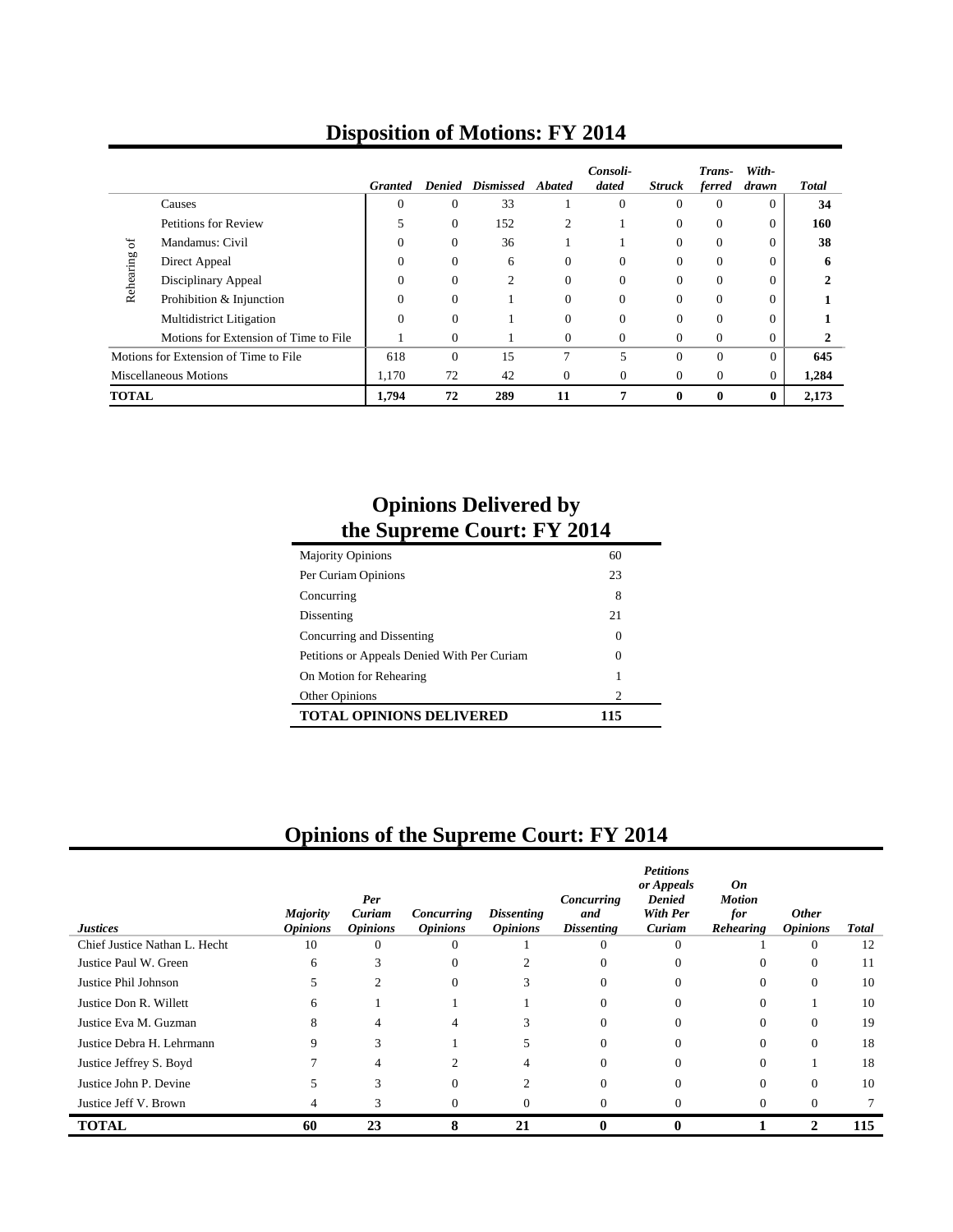## Disposition of Motions: FY 2014

| | | *Granted* | *Denied* | *Dismissed* | *Abated* | *Consoli-dated* | *Struck* | *Trans-ferred* | *With-drawn* | *Total* |
|---|---|---|---|---|---|---|---|---|---|---|
| Rehearing of | Causes | 0 | 0 | 33 | 1 | 0 | 0 | 0 | 0 | **34** |
| | Petitions for Review | 5 | 0 | 152 | 2 | 1 | 0 | 0 | 0 | **160** |
| | Mandamus: Civil | 0 | 0 | 36 | 1 | 1 | 0 | 0 | 0 | **38** |
| | Direct Appeal | 0 | 0 | 6 | 0 | 0 | 0 | 0 | 0 | **6** |
| | Disciplinary Appeal | 0 | 0 | 2 | 0 | 0 | 0 | 0 | 0 | **2** |
| | Prohibition & Injunction | 0 | 0 | 1 | 0 | 0 | 0 | 0 | 0 | **1** |
| | Multidistrict Litigation | 0 | 0 | 1 | 0 | 0 | 0 | 0 | 0 | **1** |
| | Motions for Extension of Time to File | 1 | 0 | 1 | 0 | 0 | 0 | 0 | 0 | **2** |
| Motions for Extension of Time to File | | 618 | 0 | 15 | 7 | 5 | 0 | 0 | 0 | **645** |
| Miscellaneous Motions | | 1,170 | 72 | 42 | 0 | 0 | 0 | 0 | 0 | **1,284** |
| **TOTAL** | | **1,794** | **72** | **289** | **11** | **7** | **0** | **0** | **0** | **2,173** |

## Opinions Delivered by the Supreme Court: FY 2014

| | |
|---|---|
| Majority Opinions | 60 |
| Per Curiam Opinions | 23 |
| Concurring | 8 |
| Dissenting | 21 |
| Concurring and Dissenting | 0 |
| Petitions or Appeals Denied With Per Curiam | 0 |
| On Motion for Rehearing | 1 |
| Other Opinions | 2 |
| **TOTAL OPINIONS DELIVERED** | **115** |

## Opinions of the Supreme Court: FY 2014

| *Justices* | *Majority Opinions* | *Per Curiam Opinions* | *Concurring Opinions* | *Dissenting Opinions* | *Concurring and Dissenting* | *Petitions or Appeals Denied With Per Curiam* | *On Motion for Rehearing* | *Other Opinions* | *Total* |
|---|---|---|---|---|---|---|---|---|---|
| Chief Justice Nathan L. Hecht | 10 | 0 | 0 | 1 | 0 | 0 | 1 | 0 | 12 |
| Justice Paul W. Green | 6 | 3 | 0 | 2 | 0 | 0 | 0 | 0 | 11 |
| Justice Phil Johnson | 5 | 2 | 0 | 3 | 0 | 0 | 0 | 0 | 10 |
| Justice Don R. Willett | 6 | 1 | 1 | 1 | 0 | 0 | 0 | 1 | 10 |
| Justice Eva M. Guzman | 8 | 4 | 4 | 3 | 0 | 0 | 0 | 0 | 19 |
| Justice Debra H. Lehrmann | 9 | 3 | 1 | 5 | 0 | 0 | 0 | 0 | 18 |
| Justice Jeffrey S. Boyd | 7 | 4 | 2 | 4 | 0 | 0 | 0 | 1 | 18 |
| Justice John P. Devine | 5 | 3 | 0 | 2 | 0 | 0 | 0 | 0 | 10 |
| Justice Jeff V. Brown | 4 | 3 | 0 | 0 | 0 | 0 | 0 | 0 | 7 |
| **TOTAL** | **60** | **23** | **8** | **21** | **0** | **0** | **1** | **2** | **115** |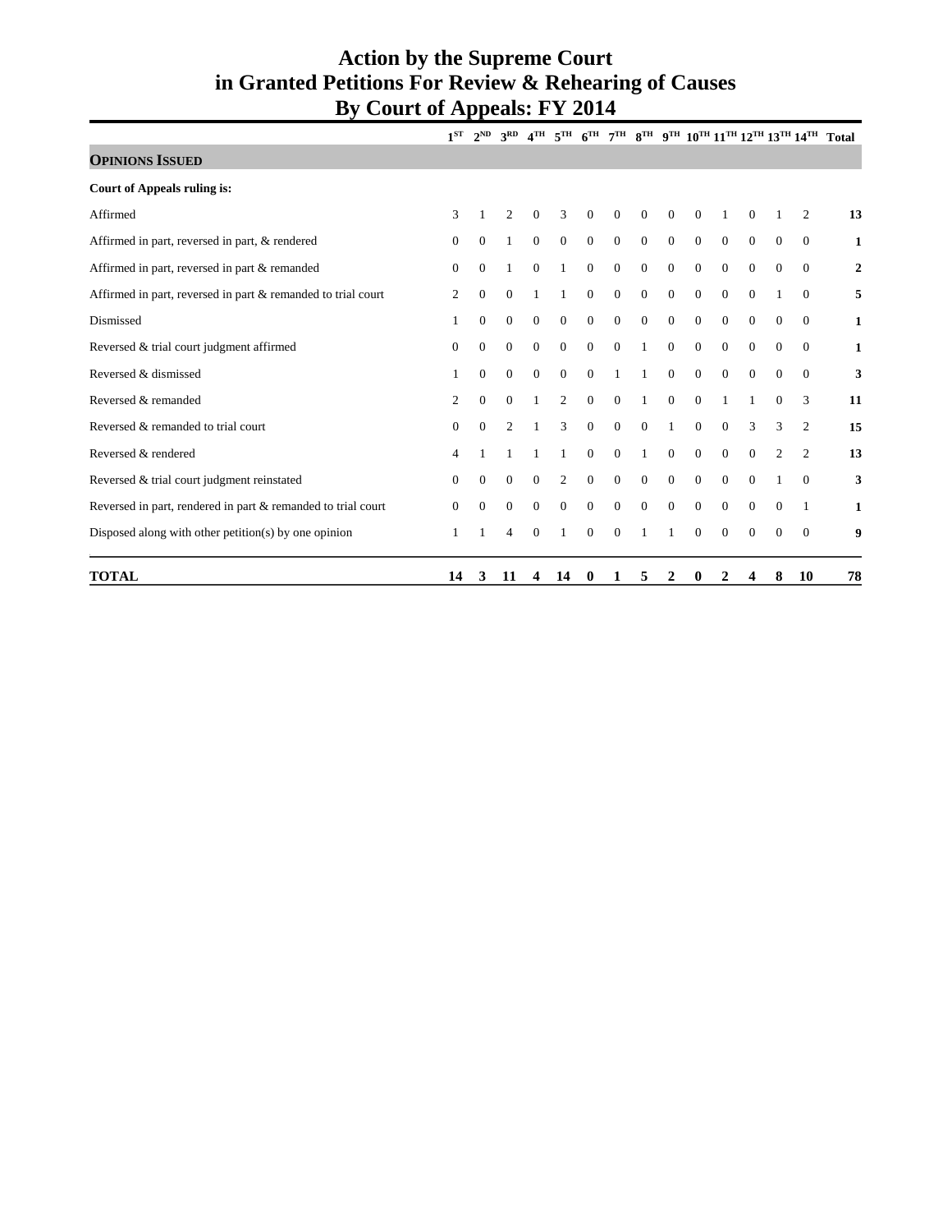# Action by the Supreme Court in Granted Petitions For Review & Rehearing of Causes By Court of Appeals: FY 2014

| | 1ST | 2ND | 3RD | 4TH | 5TH | 6TH | 7TH | 8TH | 9TH | 10TH | 11TH | 12TH | 13TH | 14TH | Total |
|---|---|---|---|---|---|---|---|---|---|---|---|---|---|---|---|
| **OPINIONS ISSUED** | | | | | | | | | | | | | | | |
| **Court of Appeals ruling is:** | | | | | | | | | | | | | | | |
| Affirmed | 3 | 1 | 2 | 0 | 3 | 0 | 0 | 0 | 0 | 0 | 1 | 0 | 1 | 2 | **13** |
| Affirmed in part, reversed in part, & rendered | 0 | 0 | 1 | 0 | 0 | 0 | 0 | 0 | 0 | 0 | 0 | 0 | 0 | 0 | **1** |
| Affirmed in part, reversed in part & remanded | 0 | 0 | 1 | 0 | 1 | 0 | 0 | 0 | 0 | 0 | 0 | 0 | 0 | 0 | **2** |
| Affirmed in part, reversed in part & remanded to trial court | 2 | 0 | 0 | 1 | 1 | 0 | 0 | 0 | 0 | 0 | 0 | 0 | 1 | 0 | **5** |
| Dismissed | 1 | 0 | 0 | 0 | 0 | 0 | 0 | 0 | 0 | 0 | 0 | 0 | 0 | 0 | **1** |
| Reversed & trial court judgment affirmed | 0 | 0 | 0 | 0 | 0 | 0 | 0 | 1 | 0 | 0 | 0 | 0 | 0 | 0 | **1** |
| Reversed & dismissed | 1 | 0 | 0 | 0 | 0 | 0 | 1 | 1 | 0 | 0 | 0 | 0 | 0 | 0 | **3** |
| Reversed & remanded | 2 | 0 | 0 | 1 | 2 | 0 | 0 | 1 | 0 | 0 | 1 | 1 | 0 | 3 | **11** |
| Reversed & remanded to trial court | 0 | 0 | 2 | 1 | 3 | 0 | 0 | 0 | 1 | 0 | 0 | 3 | 3 | 2 | **15** |
| Reversed & rendered | 4 | 1 | 1 | 1 | 1 | 0 | 0 | 1 | 0 | 0 | 0 | 0 | 2 | 2 | **13** |
| Reversed & trial court judgment reinstated | 0 | 0 | 0 | 0 | 2 | 0 | 0 | 0 | 0 | 0 | 0 | 0 | 1 | 0 | **3** |
| Reversed in part, rendered in part & remanded to trial court | 0 | 0 | 0 | 0 | 0 | 0 | 0 | 0 | 0 | 0 | 0 | 0 | 0 | 1 | **1** |
| Disposed along with other petition(s) by one opinion | 1 | 1 | 4 | 0 | 1 | 0 | 0 | 1 | 1 | 0 | 0 | 0 | 0 | 0 | **9** |
| **TOTAL** | **14** | **3** | **11** | **4** | **14** | **0** | **1** | **5** | **2** | **0** | **2** | **4** | **8** | **10** | **78** |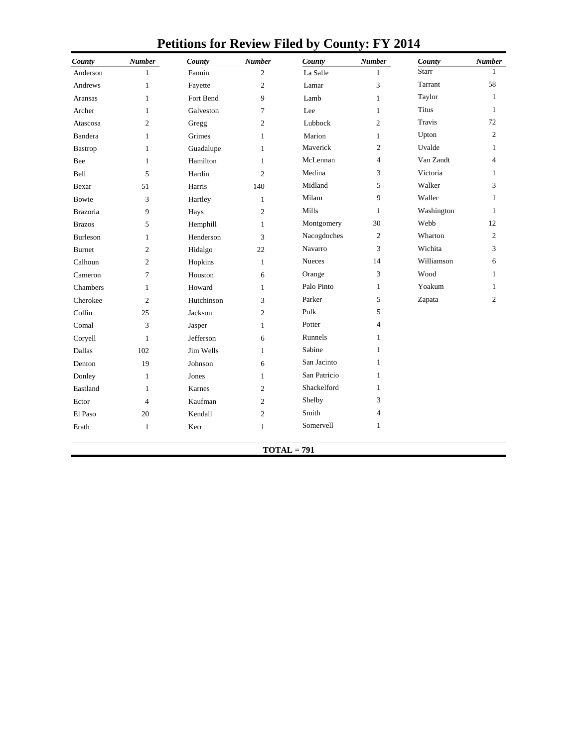# Petitions for Review Filed by County: FY 2014

| County | Number | County | Number | County | Number | County | Number |
|---|---|---|---|---|---|---|---|
| Anderson | 1 | Fannin | 2 | La Salle | 1 | Starr | 1 |
| Andrews | 1 | Fayette | 2 | Lamar | 3 | Tarrant | 58 |
| Aransas | 1 | Fort Bend | 9 | Lamb | 1 | Taylor | 1 |
| Archer | 1 | Galveston | 7 | Lee | 1 | Titus | 1 |
| Atascosa | 2 | Gregg | 2 | Lubbock | 2 | Travis | 72 |
| Bandera | 1 | Grimes | 1 | Marion | 1 | Upton | 2 |
| Bastrop | 1 | Guadalupe | 1 | Maverick | 2 | Uvalde | 1 |
| Bee | 1 | Hamilton | 1 | McLennan | 4 | Van Zandt | 4 |
| Bell | 5 | Hardin | 2 | Medina | 3 | Victoria | 1 |
| Bexar | 51 | Harris | 140 | Midland | 5 | Walker | 3 |
| Bowie | 3 | Hartley | 1 | Milam | 9 | Waller | 1 |
| Brazoria | 9 | Hays | 2 | Mills | 1 | Washington | 1 |
| Brazos | 5 | Hemphill | 1 | Montgomery | 30 | Webb | 12 |
| Burleson | 1 | Henderson | 3 | Nacogdoches | 2 | Wharton | 2 |
| Burnet | 2 | Hidalgo | 22 | Navarro | 3 | Wichita | 3 |
| Calhoun | 2 | Hopkins | 1 | Nueces | 14 | Williamson | 6 |
| Cameron | 7 | Houston | 6 | Orange | 3 | Wood | 1 |
| Chambers | 1 | Howard | 1 | Palo Pinto | 1 | Yoakum | 1 |
| Cherokee | 2 | Hutchinson | 3 | Parker | 5 | Zapata | 2 |
| Collin | 25 | Jackson | 2 | Polk | 5 | | |
| Comal | 3 | Jasper | 1 | Potter | 4 | | |
| Coryell | 1 | Jefferson | 6 | Runnels | 1 | | |
| Dallas | 102 | Jim Wells | 1 | Sabine | 1 | | |
| Denton | 19 | Johnson | 6 | San Jacinto | 1 | | |
| Donley | 1 | Jones | 1 | San Patricio | 1 | | |
| Eastland | 1 | Karnes | 2 | Shackelford | 1 | | |
| Ector | 4 | Kaufman | 2 | Shelby | 3 | | |
| El Paso | 20 | Kendall | 2 | Smith | 4 | | |
| Erath | 1 | Kerr | 1 | Somervell | 1 | | |

**TOTAL = 791**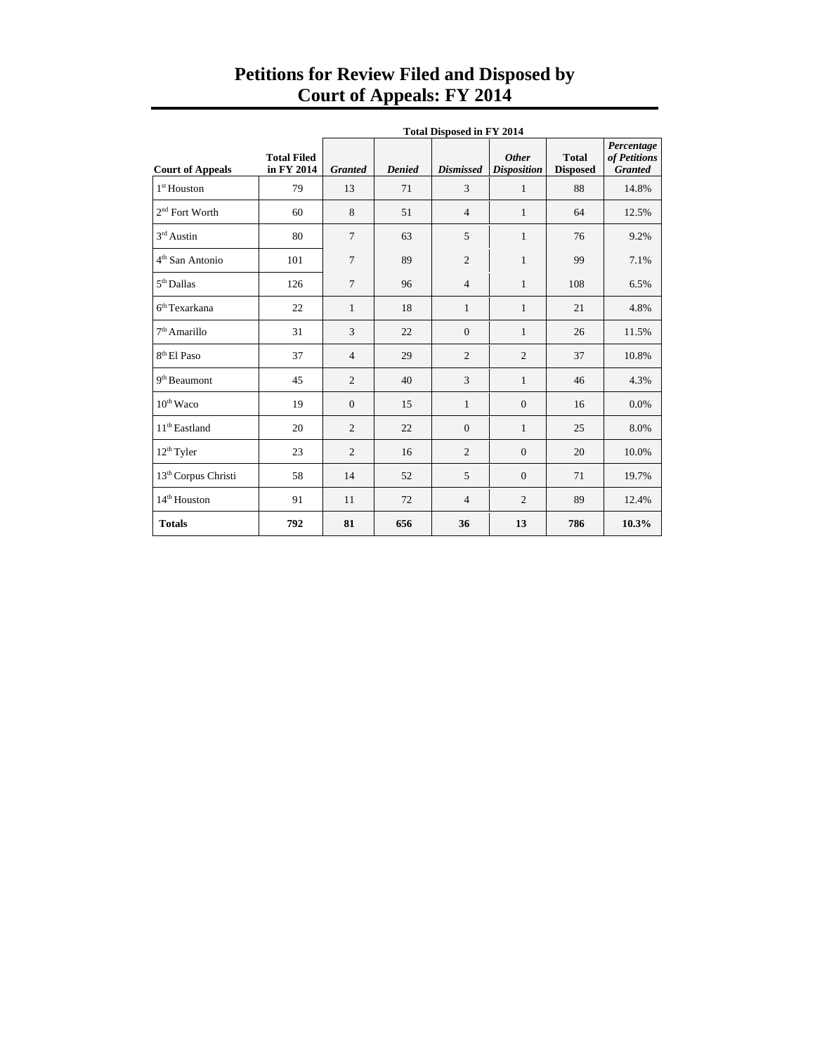# Petitions for Review Filed and Disposed by Court of Appeals: FY 2014

| | | Total Disposed in FY 2014 | | | | | |
|---|---|---|---|---|---|---|---|
| **Court of Appeals** | **Total Filed in FY 2014** | ***Granted*** | ***Denied*** | ***Dismissed*** | ***Other Disposition*** | **Total Disposed** | ***Percentage of Petitions Granted*** |
| 1st Houston | 79 | 13 | 71 | 3 | 1 | 88 | 14.8% |
| 2nd Fort Worth | 60 | 8 | 51 | 4 | 1 | 64 | 12.5% |
| 3rd Austin | 80 | 7 | 63 | 5 | 1 | 76 | 9.2% |
| 4th San Antonio | 101 | 7 | 89 | 2 | 1 | 99 | 7.1% |
| 5th Dallas | 126 | 7 | 96 | 4 | 1 | 108 | 6.5% |
| 6th Texarkana | 22 | 1 | 18 | 1 | 1 | 21 | 4.8% |
| 7th Amarillo | 31 | 3 | 22 | 0 | 1 | 26 | 11.5% |
| 8th El Paso | 37 | 4 | 29 | 2 | 2 | 37 | 10.8% |
| 9th Beaumont | 45 | 2 | 40 | 3 | 1 | 46 | 4.3% |
| 10th Waco | 19 | 0 | 15 | 1 | 0 | 16 | 0.0% |
| 11th Eastland | 20 | 2 | 22 | 0 | 1 | 25 | 8.0% |
| 12th Tyler | 23 | 2 | 16 | 2 | 0 | 20 | 10.0% |
| 13th Corpus Christi | 58 | 14 | 52 | 5 | 0 | 71 | 19.7% |
| 14th Houston | 91 | 11 | 72 | 4 | 2 | 89 | 12.4% |
| **Totals** | **792** | **81** | **656** | **36** | **13** | **786** | **10.3%** |